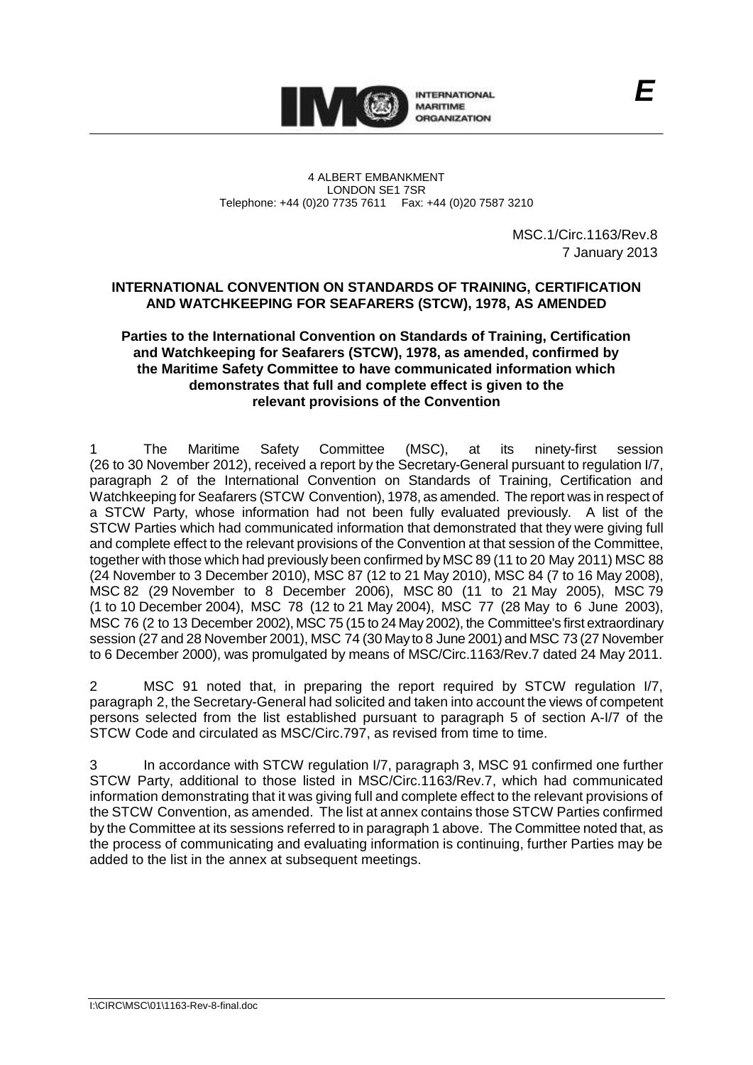**E**

4 ALBERT EMBANKMENT
LONDON SE1 7SR
Telephone: +44 (0)20 7735 7611 Fax: +44 (0)20 7587 3210

MSC.1/Circ.1163/Rev.8
7 January 2013

**INTERNATIONAL CONVENTION ON STANDARDS OF TRAINING, CERTIFICATION AND WATCHKEEPING FOR SEAFARERS (STCW), 1978, AS AMENDED**

**Parties to the International Convention on Standards of Training, Certification and Watchkeeping for Seafarers (STCW), 1978, as amended, confirmed by the Maritime Safety Committee to have communicated information which demonstrates that full and complete effect is given to the relevant provisions of the Convention**

1 The Maritime Safety Committee (MSC), at its ninety-first session (26 to 30 November 2012), received a report by the Secretary-General pursuant to regulation I/7, paragraph 2 of the International Convention on Standards of Training, Certification and Watchkeeping for Seafarers (STCW Convention), 1978, as amended. The report was in respect of a STCW Party, whose information had not been fully evaluated previously. A list of the STCW Parties which had communicated information that demonstrated that they were giving full and complete effect to the relevant provisions of the Convention at that session of the Committee, together with those which had previously been confirmed by MSC 89 (11 to 20 May 2011) MSC 88 (24 November to 3 December 2010), MSC 87 (12 to 21 May 2010), MSC 84 (7 to 16 May 2008), MSC 82 (29 November to 8 December 2006), MSC 80 (11 to 21 May 2005), MSC 79 (1 to 10 December 2004), MSC 78 (12 to 21 May 2004), MSC 77 (28 May to 6 June 2003), MSC 76 (2 to 13 December 2002), MSC 75 (15 to 24 May 2002), the Committee's first extraordinary session (27 and 28 November 2001), MSC 74 (30 May to 8 June 2001) and MSC 73 (27 November to 6 December 2000), was promulgated by means of MSC/Circ.1163/Rev.7 dated 24 May 2011.

2 MSC 91 noted that, in preparing the report required by STCW regulation I/7, paragraph 2, the Secretary-General had solicited and taken into account the views of competent persons selected from the list established pursuant to paragraph 5 of section A-I/7 of the STCW Code and circulated as MSC/Circ.797, as revised from time to time.

3 In accordance with STCW regulation I/7, paragraph 3, MSC 91 confirmed one further STCW Party, additional to those listed in MSC/Circ.1163/Rev.7, which had communicated information demonstrating that it was giving full and complete effect to the relevant provisions of the STCW Convention, as amended. The list at annex contains those STCW Parties confirmed by the Committee at its sessions referred to in paragraph 1 above. The Committee noted that, as the process of communicating and evaluating information is continuing, further Parties may be added to the list in the annex at subsequent meetings.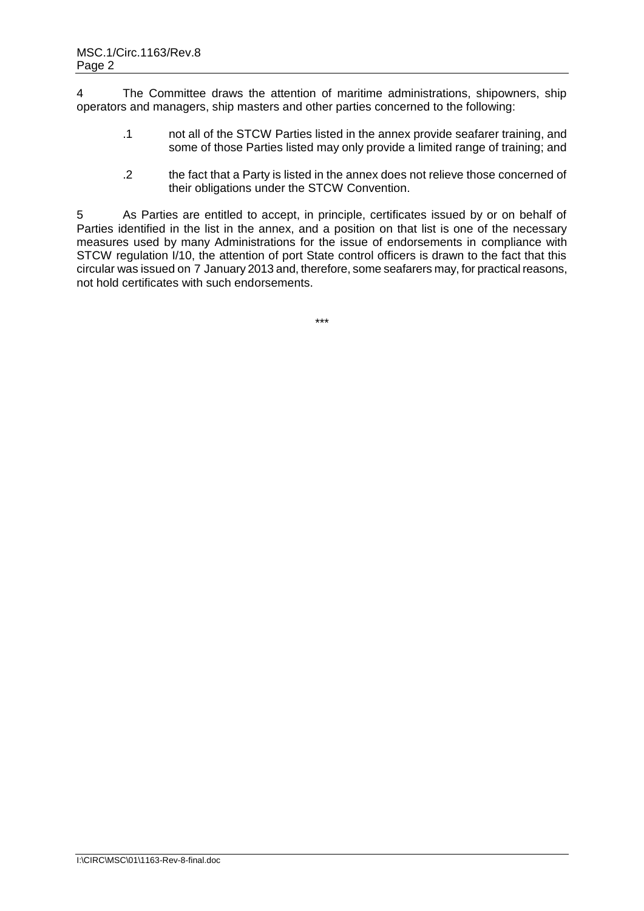4 The Committee draws the attention of maritime administrations, shipowners, ship operators and managers, ship masters and other parties concerned to the following:

.1 not all of the STCW Parties listed in the annex provide seafarer training, and some of those Parties listed may only provide a limited range of training; and

.2 the fact that a Party is listed in the annex does not relieve those concerned of their obligations under the STCW Convention.

5 As Parties are entitled to accept, in principle, certificates issued by or on behalf of Parties identified in the list in the annex, and a position on that list is one of the necessary measures used by many Administrations for the issue of endorsements in compliance with STCW regulation I/10, the attention of port State control officers is drawn to the fact that this circular was issued on 7 January 2013 and, therefore, some seafarers may, for practical reasons, not hold certificates with such endorsements.

***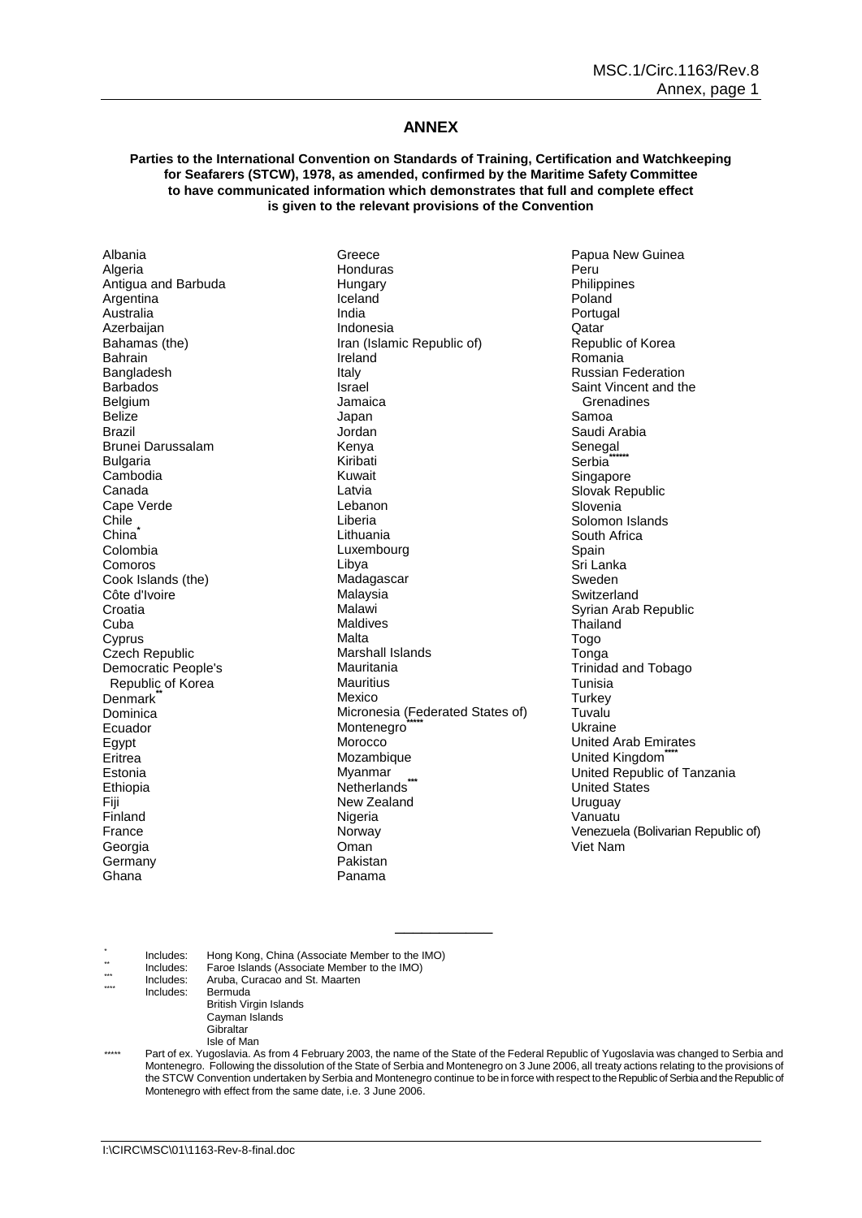# ANNEX

**Parties to the International Convention on Standards of Training, Certification and Watchkeeping for Seafarers (STCW), 1978, as amended, confirmed by the Maritime Safety Committee to have communicated information which demonstrates that full and complete effect is given to the relevant provisions of the Convention**

Albania
Algeria
Antigua and Barbuda
Argentina
Australia
Azerbaijan
Bahamas (the)
Bahrain
Bangladesh
Barbados
Belgium
Belize
Brazil
Brunei Darussalam
Bulgaria
Cambodia
Canada
Cape Verde
Chile
China*
Colombia
Comoros
Cook Islands (the)
Côte d'Ivoire
Croatia
Cuba
Cyprus
Czech Republic
Democratic People's Republic of Korea
Denmark**
Dominica
Ecuador
Egypt
Eritrea
Estonia
Ethiopia
Fiji
Finland
France
Georgia
Germany
Ghana
Greece
Honduras
Hungary
Iceland
India
Indonesia
Iran (Islamic Republic of)
Ireland
Italy
Israel
Jamaica
Japan
Jordan
Kenya
Kiribati
Kuwait
Latvia
Lebanon
Liberia
Lithuania
Luxembourg
Libya
Madagascar
Malaysia
Malawi
Maldives
Malta
Marshall Islands
Mauritania
Mauritius
Mexico
Micronesia (Federated States of)
Montenegro*****
Morocco
Mozambique
Myanmar
Netherlands***
New Zealand
Nigeria
Norway
Oman
Pakistan
Panama
Papua New Guinea
Peru
Philippines
Poland
Portugal
Qatar
Republic of Korea
Romania
Russian Federation
Saint Vincent and the Grenadines
Samoa
Saudi Arabia
Senegal
Serbia*****
Singapore
Slovak Republic
Slovenia
Solomon Islands
South Africa
Spain
Sri Lanka
Sweden
Switzerland
Syrian Arab Republic
Thailand
Togo
Tonga
Trinidad and Tobago
Tunisia
Turkey
Tuvalu
Ukraine
United Arab Emirates
United Kingdom****
United Republic of Tanzania
United States
Uruguay
Vanuatu
Venezuela (Bolivarian Republic of)
Viet Nam

---

\* Includes: Hong Kong, China (Associate Member to the IMO)

\** Includes: Faroe Islands (Associate Member to the IMO)

\*** Includes: Aruba, Curacao and St. Maarten

\**** Includes: Bermuda
British Virgin Islands
Cayman Islands
Gibraltar
Isle of Man

\***** Part of ex. Yugoslavia. As from 4 February 2003, the name of the State of the Federal Republic of Yugoslavia was changed to Serbia and Montenegro. Following the dissolution of the State of Serbia and Montenegro on 3 June 2006, all treaty actions relating to the provisions of the STCW Convention undertaken by Serbia and Montenegro continue to be in force with respect to the Republic of Serbia and the Republic of Montenegro with effect from the same date, i.e. 3 June 2006.